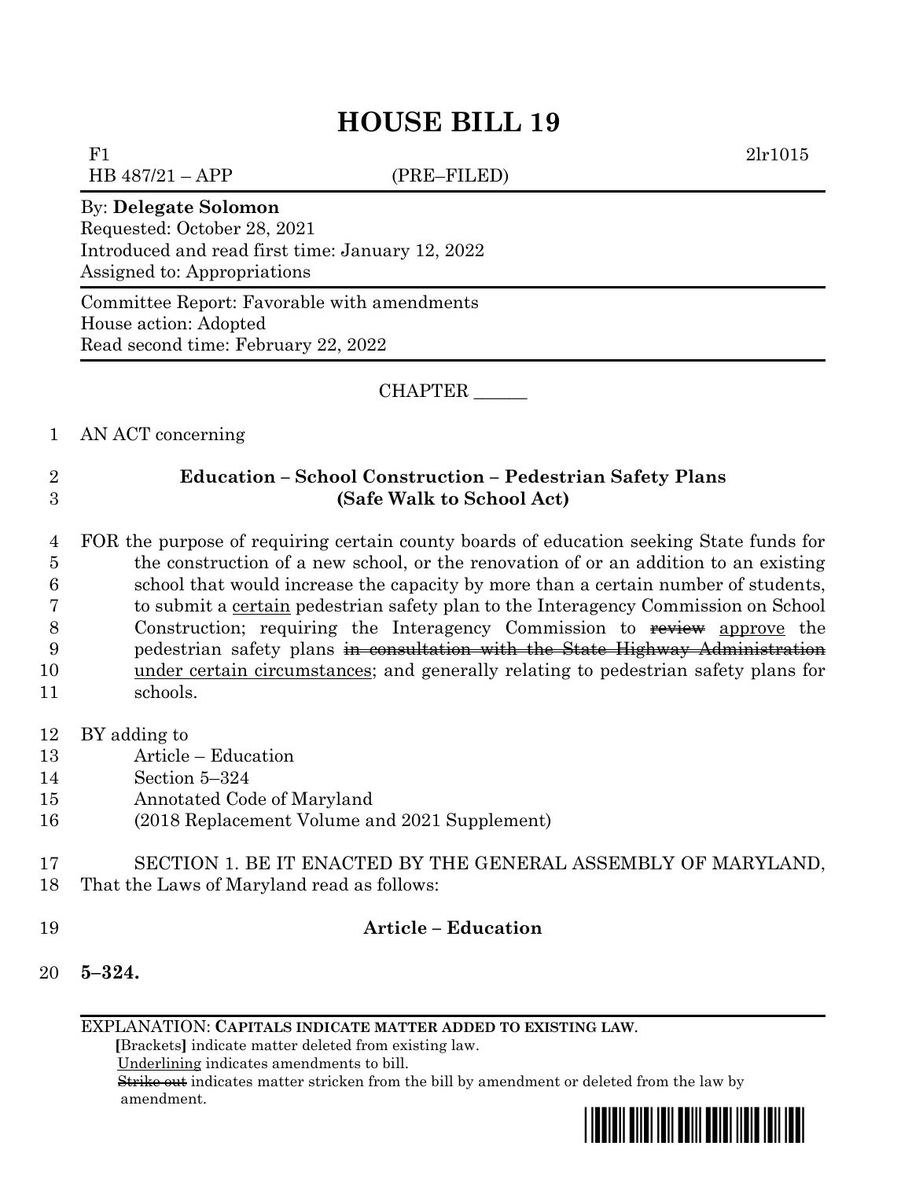# HOUSE BILL 19

F1 2lr1015
HB 487/21 – APP (PRE–FILED)

By: **Delegate Solomon**
Requested: October 28, 2021
Introduced and read first time: January 12, 2022
Assigned to: Appropriations

Committee Report: Favorable with amendments
House action: Adopted
Read second time: February 22, 2022

CHAPTER ______

AN ACT concerning

**Education – School Construction – Pedestrian Safety Plans**
**(Safe Walk to School Act)**

FOR the purpose of requiring certain county boards of education seeking State funds for the construction of a new school, or the renovation of or an addition to an existing school that would increase the capacity by more than a certain number of students, to submit a <u>certain</u> pedestrian safety plan to the Interagency Commission on School Construction; requiring the Interagency Commission to ~~review~~ <u>approve</u> the pedestrian safety plans ~~in consultation with the State Highway Administration~~ <u>under certain circumstances</u>; and generally relating to pedestrian safety plans for schools.

BY adding to
Article – Education
Section 5–324
Annotated Code of Maryland
(2018 Replacement Volume and 2021 Supplement)

SECTION 1. BE IT ENACTED BY THE GENERAL ASSEMBLY OF MARYLAND, That the Laws of Maryland read as follows:

**Article – Education**

**5–324.**

EXPLANATION: **CAPITALS INDICATE MATTER ADDED TO EXISTING LAW**.
**[**Brackets**]** indicate matter deleted from existing law.
<u>Underlining</u> indicates amendments to bill.
~~Strike out~~ indicates matter stricken from the bill by amendment or deleted from the law by amendment.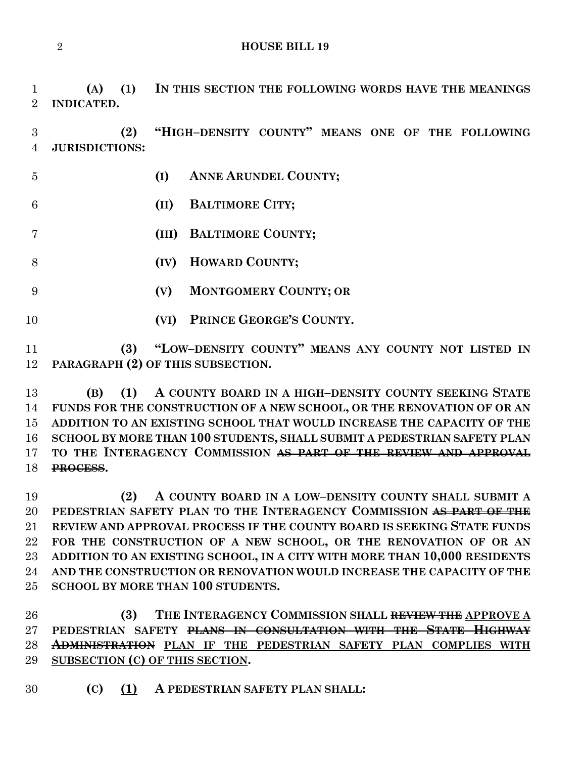**(A) (1) IN THIS SECTION THE FOLLOWING WORDS HAVE THE MEANINGS INDICATED.**

**(2) "HIGH–DENSITY COUNTY" MEANS ONE OF THE FOLLOWING JURISDICTIONS:**

**(I) ANNE ARUNDEL COUNTY;**

**(II) BALTIMORE CITY;**

**(III) BALTIMORE COUNTY;**

**(IV) HOWARD COUNTY;**

**(V) MONTGOMERY COUNTY; OR**

**(VI) PRINCE GEORGE'S COUNTY.**

**(3) "LOW–DENSITY COUNTY" MEANS ANY COUNTY NOT LISTED IN PARAGRAPH (2) OF THIS SUBSECTION.**

**(B) (1) A COUNTY BOARD IN A HIGH–DENSITY COUNTY SEEKING STATE FUNDS FOR THE CONSTRUCTION OF A NEW SCHOOL, OR THE RENOVATION OF OR AN ADDITION TO AN EXISTING SCHOOL THAT WOULD INCREASE THE CAPACITY OF THE SCHOOL BY MORE THAN 100 STUDENTS, SHALL SUBMIT A PEDESTRIAN SAFETY PLAN TO THE INTERAGENCY COMMISSION ~~AS PART OF THE REVIEW AND APPROVAL PROCESS~~.**

**(2) A COUNTY BOARD IN A LOW–DENSITY COUNTY SHALL SUBMIT A PEDESTRIAN SAFETY PLAN TO THE INTERAGENCY COMMISSION ~~AS PART OF THE REVIEW AND APPROVAL PROCESS~~ IF THE COUNTY BOARD IS SEEKING STATE FUNDS FOR THE CONSTRUCTION OF A NEW SCHOOL, OR THE RENOVATION OF OR AN ADDITION TO AN EXISTING SCHOOL, IN A CITY WITH MORE THAN 10,000 RESIDENTS AND THE CONSTRUCTION OR RENOVATION WOULD INCREASE THE CAPACITY OF THE SCHOOL BY MORE THAN 100 STUDENTS.**

**(3) THE INTERAGENCY COMMISSION SHALL ~~REVIEW THE~~ <u>APPROVE A</u> PEDESTRIAN SAFETY ~~PLANS IN CONSULTATION WITH THE STATE HIGHWAY ADMINISTRATION~~ <u>PLAN IF THE PEDESTRIAN SAFETY PLAN COMPLIES WITH SUBSECTION (C) OF THIS SECTION</u>.**

**(C) <u>(1)</u> A PEDESTRIAN SAFETY PLAN SHALL:**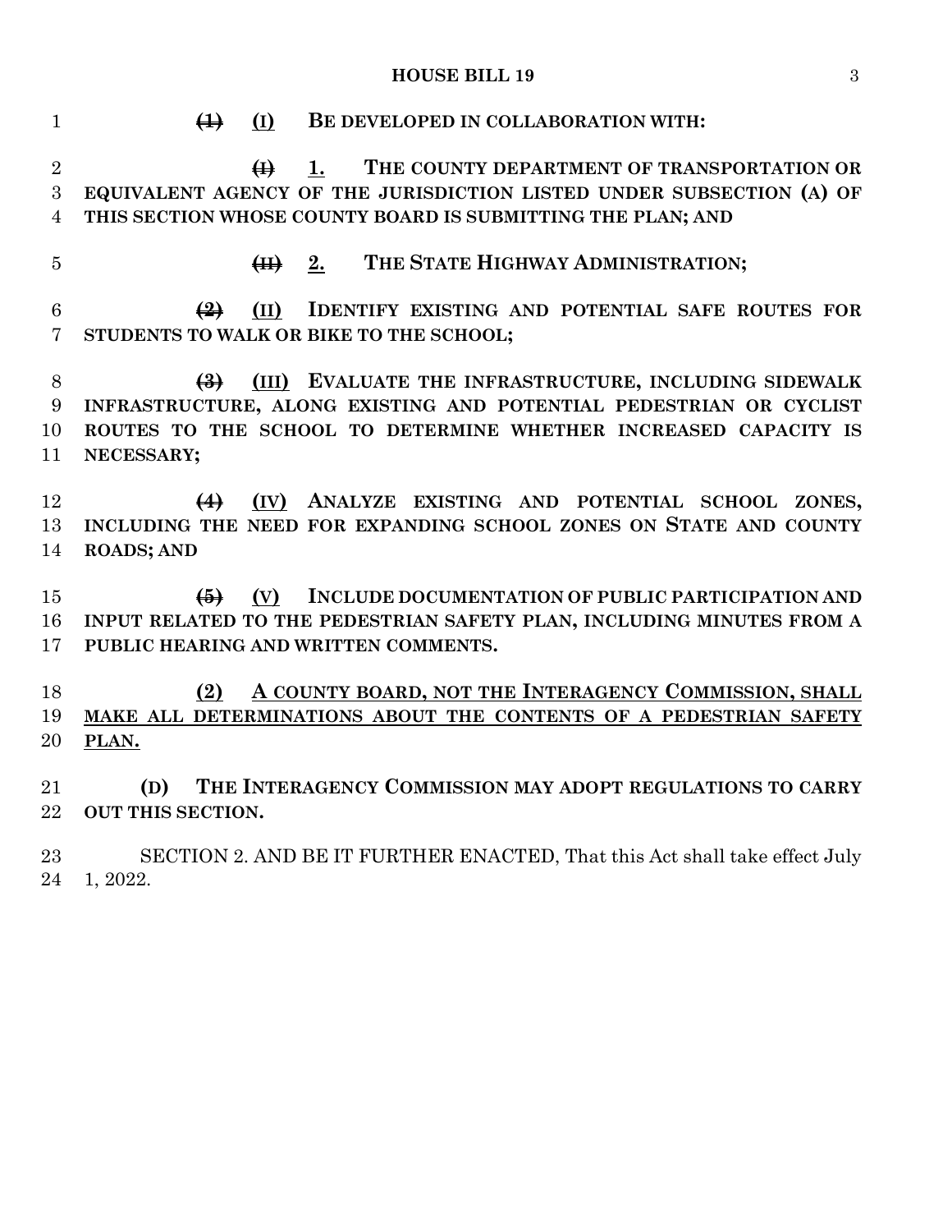(1) (I) BE DEVELOPED IN COLLABORATION WITH:

(I) 1. THE COUNTY DEPARTMENT OF TRANSPORTATION OR EQUIVALENT AGENCY OF THE JURISDICTION LISTED UNDER SUBSECTION (A) OF THIS SECTION WHOSE COUNTY BOARD IS SUBMITTING THE PLAN; AND

(II) 2. THE STATE HIGHWAY ADMINISTRATION;

(2) (II) IDENTIFY EXISTING AND POTENTIAL SAFE ROUTES FOR STUDENTS TO WALK OR BIKE TO THE SCHOOL;

(3) (III) EVALUATE THE INFRASTRUCTURE, INCLUDING SIDEWALK INFRASTRUCTURE, ALONG EXISTING AND POTENTIAL PEDESTRIAN OR CYCLIST ROUTES TO THE SCHOOL TO DETERMINE WHETHER INCREASED CAPACITY IS NECESSARY;

(4) (IV) ANALYZE EXISTING AND POTENTIAL SCHOOL ZONES, INCLUDING THE NEED FOR EXPANDING SCHOOL ZONES ON STATE AND COUNTY ROADS; AND

(5) (V) INCLUDE DOCUMENTATION OF PUBLIC PARTICIPATION AND INPUT RELATED TO THE PEDESTRIAN SAFETY PLAN, INCLUDING MINUTES FROM A PUBLIC HEARING AND WRITTEN COMMENTS.

(2) A COUNTY BOARD, NOT THE INTERAGENCY COMMISSION, SHALL MAKE ALL DETERMINATIONS ABOUT THE CONTENTS OF A PEDESTRIAN SAFETY PLAN.

(D) THE INTERAGENCY COMMISSION MAY ADOPT REGULATIONS TO CARRY OUT THIS SECTION.

SECTION 2. AND BE IT FURTHER ENACTED, That this Act shall take effect July 1, 2022.